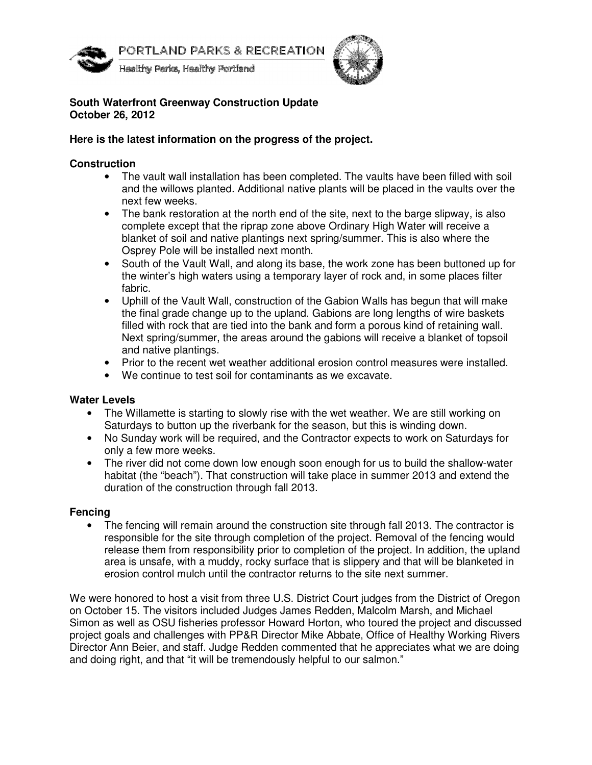PORTLAND PARKS & RECREATION

Healthy Parks, Healthy Portland

**South Waterfront Greenway Construction Update**
**October 26, 2012**

**Here is the latest information on the progress of the project.**

**Construction**

- The vault wall installation has been completed. The vaults have been filled with soil and the willows planted. Additional native plants will be placed in the vaults over the next few weeks.
- The bank restoration at the north end of the site, next to the barge slipway, is also complete except that the riprap zone above Ordinary High Water will receive a blanket of soil and native plantings next spring/summer. This is also where the Osprey Pole will be installed next month.
- South of the Vault Wall, and along its base, the work zone has been buttoned up for the winter's high waters using a temporary layer of rock and, in some places filter fabric.
- Uphill of the Vault Wall, construction of the Gabion Walls has begun that will make the final grade change up to the upland. Gabions are long lengths of wire baskets filled with rock that are tied into the bank and form a porous kind of retaining wall. Next spring/summer, the areas around the gabions will receive a blanket of topsoil and native plantings.
- Prior to the recent wet weather additional erosion control measures were installed.
- We continue to test soil for contaminants as we excavate.

**Water Levels**

- The Willamette is starting to slowly rise with the wet weather. We are still working on Saturdays to button up the riverbank for the season, but this is winding down.
- No Sunday work will be required, and the Contractor expects to work on Saturdays for only a few more weeks.
- The river did not come down low enough soon enough for us to build the shallow-water habitat (the "beach"). That construction will take place in summer 2013 and extend the duration of the construction through fall 2013.

**Fencing**

- The fencing will remain around the construction site through fall 2013. The contractor is responsible for the site through completion of the project. Removal of the fencing would release them from responsibility prior to completion of the project. In addition, the upland area is unsafe, with a muddy, rocky surface that is slippery and that will be blanketed in erosion control mulch until the contractor returns to the site next summer.

We were honored to host a visit from three U.S. District Court judges from the District of Oregon on October 15. The visitors included Judges James Redden, Malcolm Marsh, and Michael Simon as well as OSU fisheries professor Howard Horton, who toured the project and discussed project goals and challenges with PP&R Director Mike Abbate, Office of Healthy Working Rivers Director Ann Beier, and staff. Judge Redden commented that he appreciates what we are doing and doing right, and that "it will be tremendously helpful to our salmon."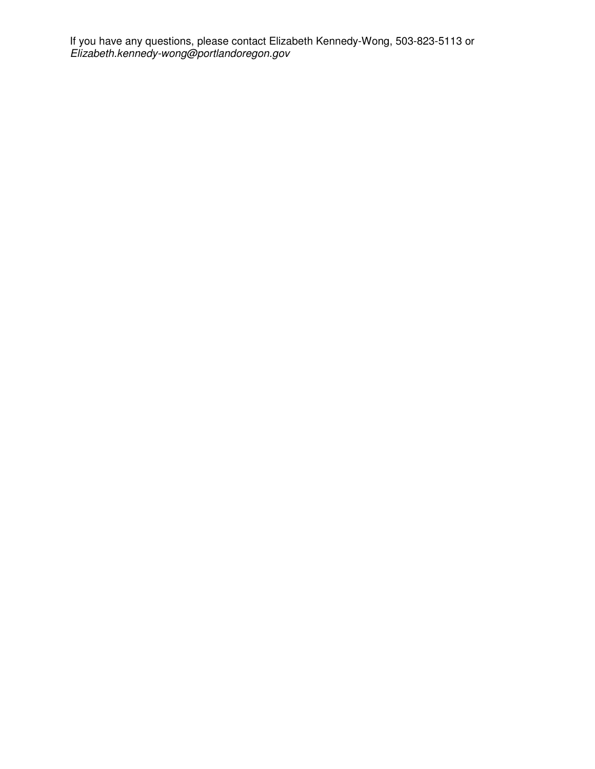If you have any questions, please contact Elizabeth Kennedy-Wong, 503-823-5113 or *Elizabeth.kennedy-wong@portlandoregon.gov*